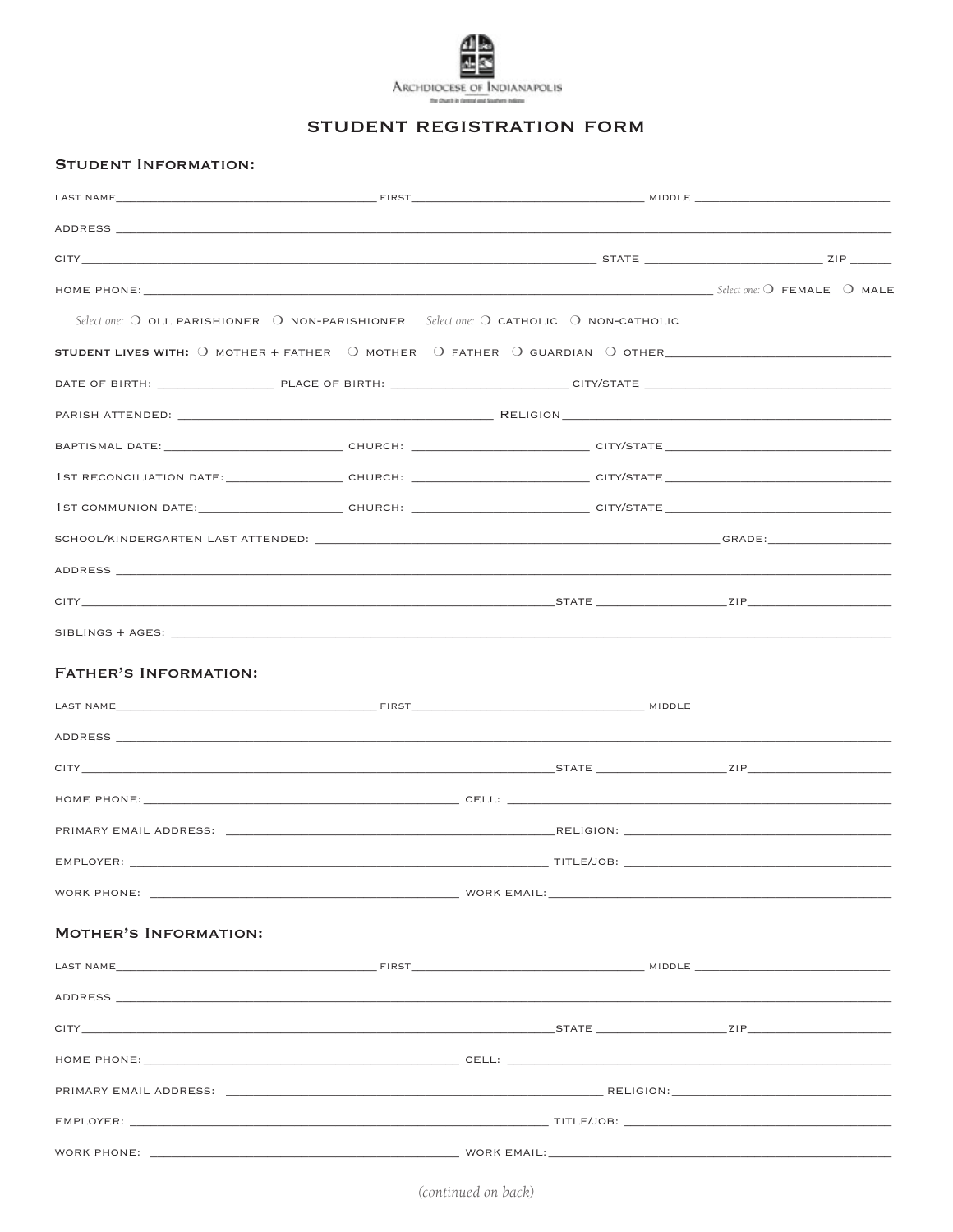Archdiocese of Indianapolis

The Church in Central and Southern Indiana

# STUDENT REGISTRATION FORM

## Student Information:

LAST NAME_______________ FIRST_______________ MIDDLE _______________

ADDRESS _______________

CITY_______________ STATE _______________ ZIP ______

HOME PHONE: _______________ *Select one:* ❍ FEMALE ❍ MALE

*Select one:* ❍ OLL PARISHIONER ❍ NON-PARISHIONER *Select one:* ❍ CATHOLIC ❍ NON-CATHOLIC

**STUDENT LIVES WITH:** ❍ MOTHER + FATHER ❍ MOTHER ❍ FATHER ❍ GUARDIAN ❍ OTHER_______________

DATE OF BIRTH: _______________ PLACE OF BIRTH: _______________ CITY/STATE _______________

PARISH ATTENDED: _______________ RELIGION_______________

BAPTISMAL DATE: _______________ CHURCH: _______________ CITY/STATE _______________

1ST RECONCILIATION DATE: _______________ CHURCH: _______________ CITY/STATE _______________

1ST COMMUNION DATE: _______________ CHURCH: _______________ CITY/STATE _______________

SCHOOL/KINDERGARTEN LAST ATTENDED: _______________ GRADE: _______________

ADDRESS _______________

CITY_______________ STATE _______________ ZIP_______________

SIBLINGS + AGES: _______________

## Father's Information:

LAST NAME_______________ FIRST_______________ MIDDLE _______________

ADDRESS _______________

CITY_______________ STATE _______________ ZIP_______________

HOME PHONE: _______________ CELL: _______________

PRIMARY EMAIL ADDRESS: _______________ RELIGION: _______________

EMPLOYER: _______________ TITLE/JOB: _______________

WORK PHONE: _______________ WORK EMAIL: _______________

## Mother's Information:

LAST NAME_______________ FIRST_______________ MIDDLE _______________

ADDRESS _______________

CITY_______________ STATE _______________ ZIP_______________

HOME PHONE: _______________ CELL: _______________

PRIMARY EMAIL ADDRESS: _______________ RELIGION: _______________

EMPLOYER: _______________ TITLE/JOB: _______________

WORK PHONE: _______________ WORK EMAIL: _______________

*(continued on back)*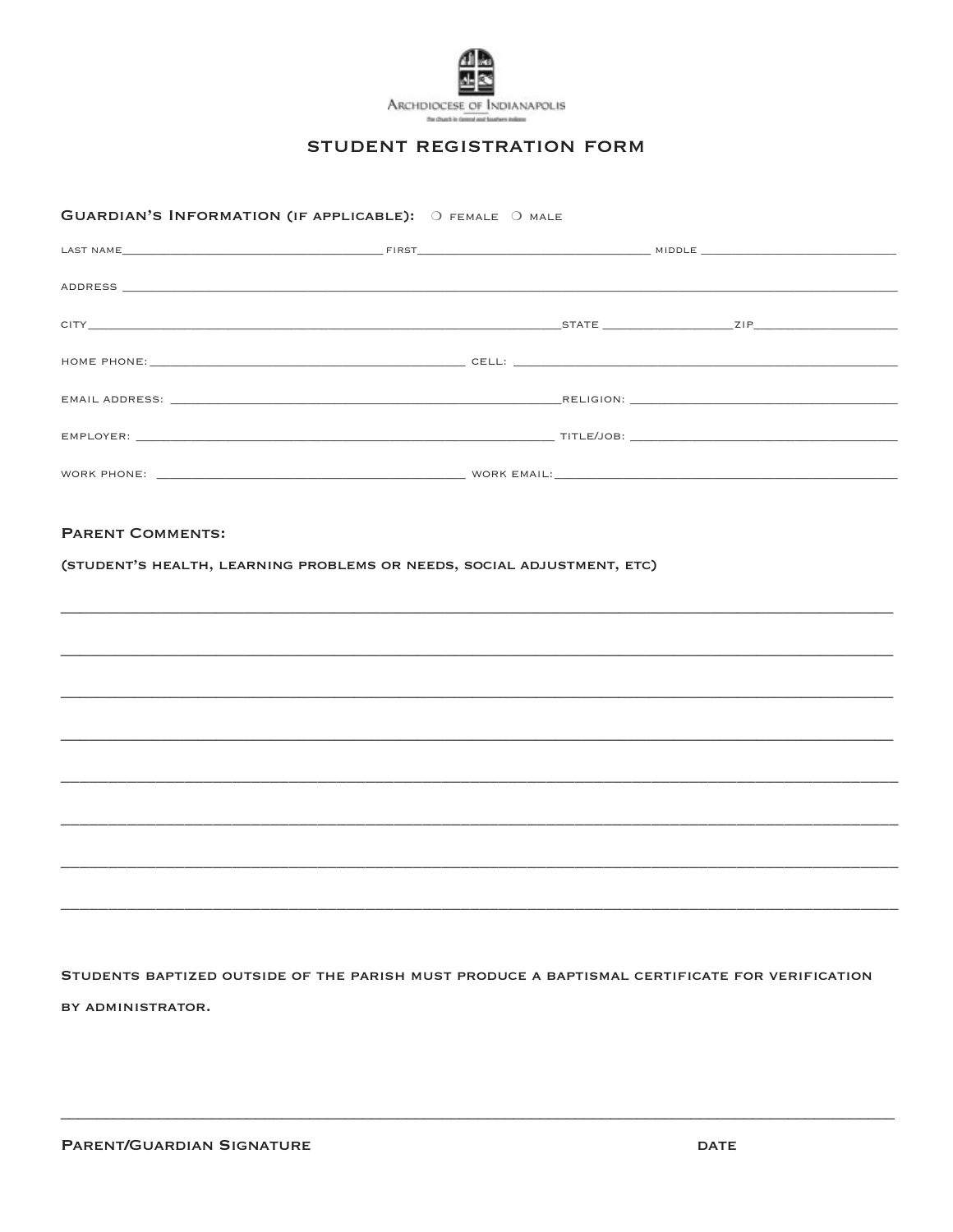Archdiocese of Indianapolis

The Church in Central and Southern Indiana

# STUDENT REGISTRATION FORM

**Guardian's Information (if applicable):** ❍ female ❍ male

LAST NAME\_\_\_\_\_\_\_\_\_\_\_\_\_\_\_\_\_\_\_\_ FIRST\_\_\_\_\_\_\_\_\_\_\_\_\_\_\_\_\_\_\_\_ MIDDLE \_\_\_\_\_\_\_\_\_\_\_\_\_\_\_\_\_\_\_\_

ADDRESS \_\_\_\_\_\_\_\_\_\_\_\_\_\_\_\_\_\_\_\_\_\_\_\_\_\_\_\_\_\_\_\_\_\_\_\_\_\_\_\_

CITY\_\_\_\_\_\_\_\_\_\_\_\_\_\_\_\_\_\_\_\_\_\_\_\_\_\_\_\_ STATE \_\_\_\_\_\_\_\_\_\_ ZIP\_\_\_\_\_\_\_\_\_\_

HOME PHONE:\_\_\_\_\_\_\_\_\_\_\_\_\_\_\_\_\_\_\_\_ CELL: \_\_\_\_\_\_\_\_\_\_\_\_\_\_\_\_\_\_\_\_

EMAIL ADDRESS: \_\_\_\_\_\_\_\_\_\_\_\_\_\_\_\_\_\_\_\_ RELIGION: \_\_\_\_\_\_\_\_\_\_\_\_\_\_\_\_\_\_\_\_

EMPLOYER: \_\_\_\_\_\_\_\_\_\_\_\_\_\_\_\_\_\_\_\_ TITLE/JOB: \_\_\_\_\_\_\_\_\_\_\_\_\_\_\_\_\_\_\_\_

WORK PHONE: \_\_\_\_\_\_\_\_\_\_\_\_\_\_\_\_\_\_\_\_ WORK EMAIL:\_\_\_\_\_\_\_\_\_\_\_\_\_\_\_\_\_\_\_\_

**Parent Comments:**

**(student's health, learning problems or needs, social adjustment, etc)**

\_\_\_\_\_\_\_\_\_\_\_\_\_\_\_\_\_\_\_\_\_\_\_\_\_\_\_\_\_\_\_\_\_\_\_\_\_\_\_\_\_\_\_\_\_\_\_\_\_\_\_\_\_\_\_\_\_\_

\_\_\_\_\_\_\_\_\_\_\_\_\_\_\_\_\_\_\_\_\_\_\_\_\_\_\_\_\_\_\_\_\_\_\_\_\_\_\_\_\_\_\_\_\_\_\_\_\_\_\_\_\_\_\_\_\_\_

\_\_\_\_\_\_\_\_\_\_\_\_\_\_\_\_\_\_\_\_\_\_\_\_\_\_\_\_\_\_\_\_\_\_\_\_\_\_\_\_\_\_\_\_\_\_\_\_\_\_\_\_\_\_\_\_\_\_

\_\_\_\_\_\_\_\_\_\_\_\_\_\_\_\_\_\_\_\_\_\_\_\_\_\_\_\_\_\_\_\_\_\_\_\_\_\_\_\_\_\_\_\_\_\_\_\_\_\_\_\_\_\_\_\_\_\_

\_\_\_\_\_\_\_\_\_\_\_\_\_\_\_\_\_\_\_\_\_\_\_\_\_\_\_\_\_\_\_\_\_\_\_\_\_\_\_\_\_\_\_\_\_\_\_\_\_\_\_\_\_\_\_\_\_\_

\_\_\_\_\_\_\_\_\_\_\_\_\_\_\_\_\_\_\_\_\_\_\_\_\_\_\_\_\_\_\_\_\_\_\_\_\_\_\_\_\_\_\_\_\_\_\_\_\_\_\_\_\_\_\_\_\_\_

\_\_\_\_\_\_\_\_\_\_\_\_\_\_\_\_\_\_\_\_\_\_\_\_\_\_\_\_\_\_\_\_\_\_\_\_\_\_\_\_\_\_\_\_\_\_\_\_\_\_\_\_\_\_\_\_\_\_

\_\_\_\_\_\_\_\_\_\_\_\_\_\_\_\_\_\_\_\_\_\_\_\_\_\_\_\_\_\_\_\_\_\_\_\_\_\_\_\_\_\_\_\_\_\_\_\_\_\_\_\_\_\_\_\_\_\_

**Students baptized outside of the parish must produce a baptismal certificate for verification by administrator.**

\_\_\_\_\_\_\_\_\_\_\_\_\_\_\_\_\_\_\_\_\_\_\_\_\_\_\_\_\_\_\_\_\_\_\_\_\_\_\_\_\_\_\_\_\_\_\_\_\_\_\_\_\_\_\_\_\_\_

**Parent/Guardian Signature** **date**